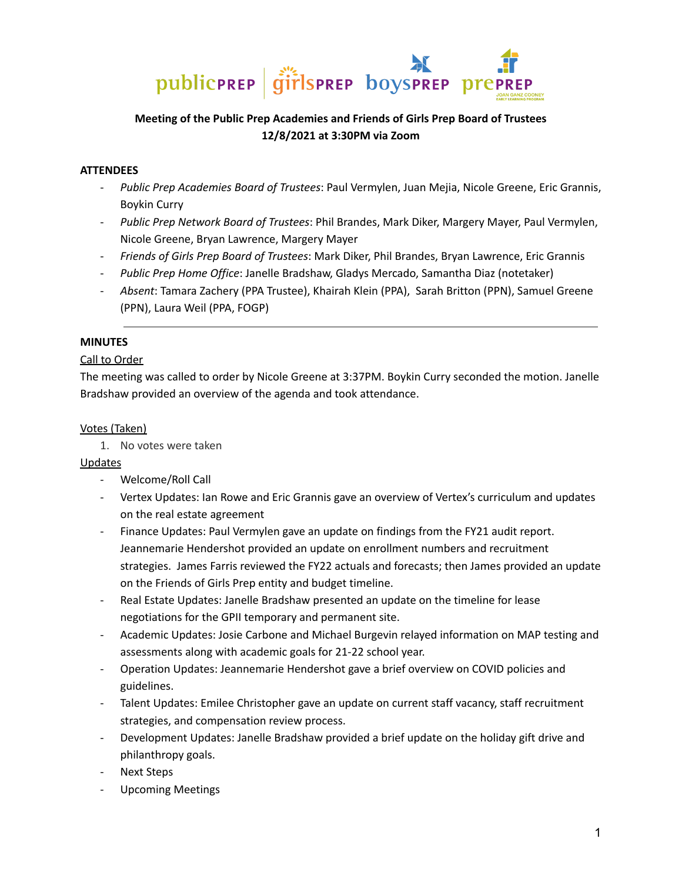publicPREP | girlsPREP boysPREP prePREP JOAN GANZ COONEY EARLY LEARNING PROGRAM

**Meeting of the Public Prep Academies and Friends of Girls Prep Board of Trustees**
**12/8/2021 at 3:30PM via Zoom**

**ATTENDEES**

- *Public Prep Academies Board of Trustees*: Paul Vermylen, Juan Mejia, Nicole Greene, Eric Grannis, Boykin Curry
- *Public Prep Network Board of Trustees*: Phil Brandes, Mark Diker, Margery Mayer, Paul Vermylen, Nicole Greene, Bryan Lawrence, Margery Mayer
- *Friends of Girls Prep Board of Trustees*: Mark Diker, Phil Brandes, Bryan Lawrence, Eric Grannis
- *Public Prep Home Office*: Janelle Bradshaw, Gladys Mercado, Samantha Diaz (notetaker)
- *Absent*: Tamara Zachery (PPA Trustee), Khairah Klein (PPA), Sarah Britton (PPN), Samuel Greene (PPN), Laura Weil (PPA, FOGP)

---

**MINUTES**

Call to Order

The meeting was called to order by Nicole Greene at 3:37PM. Boykin Curry seconded the motion. Janelle Bradshaw provided an overview of the agenda and took attendance.

Votes (Taken)

1. No votes were taken

Updates

- Welcome/Roll Call
- Vertex Updates: Ian Rowe and Eric Grannis gave an overview of Vertex's curriculum and updates on the real estate agreement
- Finance Updates: Paul Vermylen gave an update on findings from the FY21 audit report. Jeannemarie Hendershot provided an update on enrollment numbers and recruitment strategies. James Farris reviewed the FY22 actuals and forecasts; then James provided an update on the Friends of Girls Prep entity and budget timeline.
- Real Estate Updates: Janelle Bradshaw presented an update on the timeline for lease negotiations for the GPII temporary and permanent site.
- Academic Updates: Josie Carbone and Michael Burgevin relayed information on MAP testing and assessments along with academic goals for 21-22 school year.
- Operation Updates: Jeannemarie Hendershot gave a brief overview on COVID policies and guidelines.
- Talent Updates: Emilee Christopher gave an update on current staff vacancy, staff recruitment strategies, and compensation review process.
- Development Updates: Janelle Bradshaw provided a brief update on the holiday gift drive and philanthropy goals.
- Next Steps
- Upcoming Meetings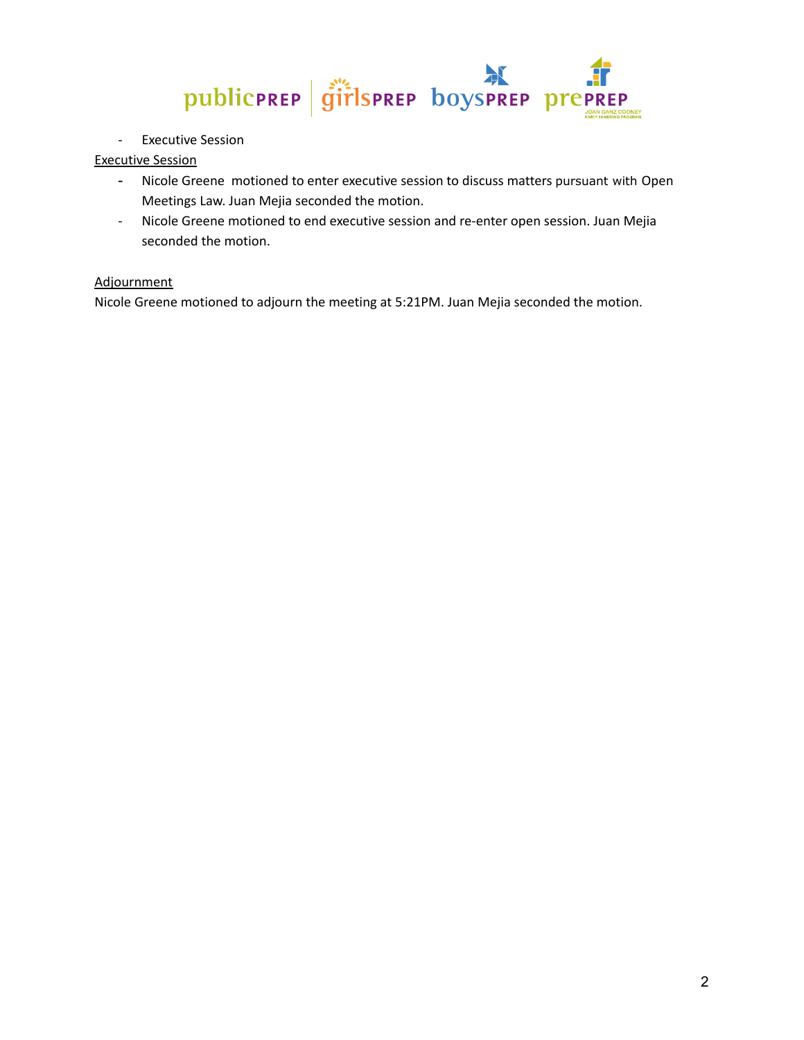- Executive Session

Executive Session

- Nicole Greene motioned to enter executive session to discuss matters pursuant with Open Meetings Law. Juan Mejia seconded the motion.
- Nicole Greene motioned to end executive session and re-enter open session. Juan Mejia seconded the motion.

Adjournment

Nicole Greene motioned to adjourn the meeting at 5:21PM. Juan Mejia seconded the motion.